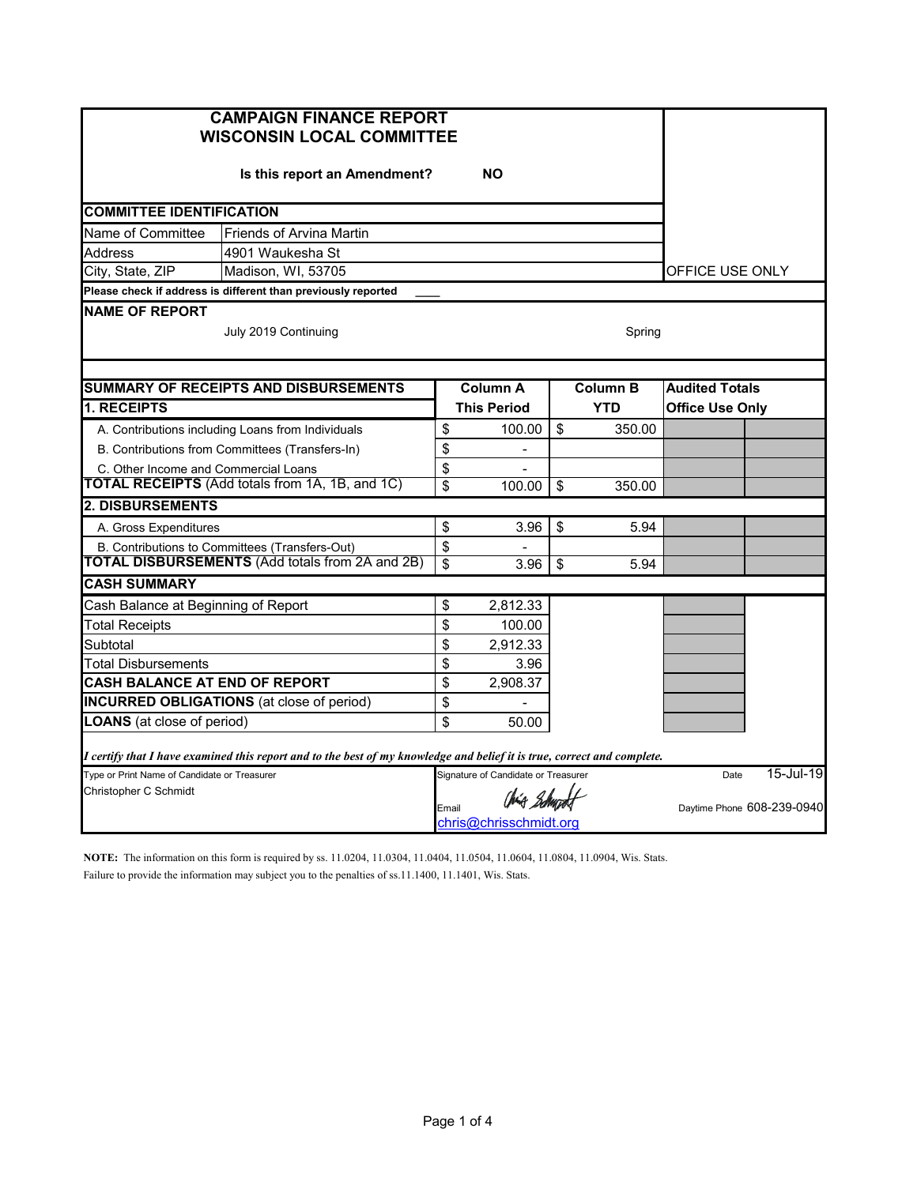# CAMPAIGN FINANCE REPORT
# WISCONSIN LOCAL COMMITTEE

**Is this report an Amendment?** **NO**

OFFICE USE ONLY

## COMMITTEE IDENTIFICATION

| | |
|---|---|
| Name of Committee | Friends of Arvina Martin |
| Address | 4901 Waukesha St |
| City, State, ZIP | Madison, WI, 53705 |

**Please check if address is different than previously reported** ____

## NAME OF REPORT

July 2019 Continuing — Spring

## SUMMARY OF RECEIPTS AND DISBURSEMENTS

| | Column A This Period | Column B YTD | Audited Totals Office Use Only | |
|---|---|---|---|---|
| **1. RECEIPTS** | | | | |
| A. Contributions including Loans from Individuals | $ 100.00 | $ 350.00 | | |
| B. Contributions from Committees (Transfers-In) | $ - | | | |
| C. Other Income and Commercial Loans | $ - | | | |
| **TOTAL RECEIPTS** (Add totals from 1A, 1B, and 1C) | $ 100.00 | $ 350.00 | | |
| **2. DISBURSEMENTS** | | | | |
| A. Gross Expenditures | $ 3.96 | $ 5.94 | | |
| B. Contributions to Committees (Transfers-Out) | $ - | | | |
| **TOTAL DISBURSEMENTS** (Add totals from 2A and 2B) | $ 3.96 | $ 5.94 | | |

## CASH SUMMARY

| | |
|---|---|
| Cash Balance at Beginning of Report | $ 2,812.33 |
| Total Receipts | $ 100.00 |
| Subtotal | $ 2,912.33 |
| Total Disbursements | $ 3.96 |
| **CASH BALANCE AT END OF REPORT** | $ 2,908.37 |
| **INCURRED OBLIGATIONS** (at close of period) | $ - |
| **LOANS** (at close of period) | $ 50.00 |

***I certify that I have examined this report and to the best of my knowledge and belief it is true, correct and complete.***

| Type or Print Name of Candidate or Treasurer | Signature of Candidate or Treasurer | Date 15-Jul-19 |
|---|---|---|
| Christopher C Schmidt | Email: chris@chrisschmidt.org | Daytime Phone 608-239-0940 |

**NOTE:** The information on this form is required by ss. 11.0204, 11.0304, 11.0404, 11.0504, 11.0604, 11.0804, 11.0904, Wis. Stats. Failure to provide the information may subject you to the penalties of ss.11.1400, 11.1401, Wis. Stats.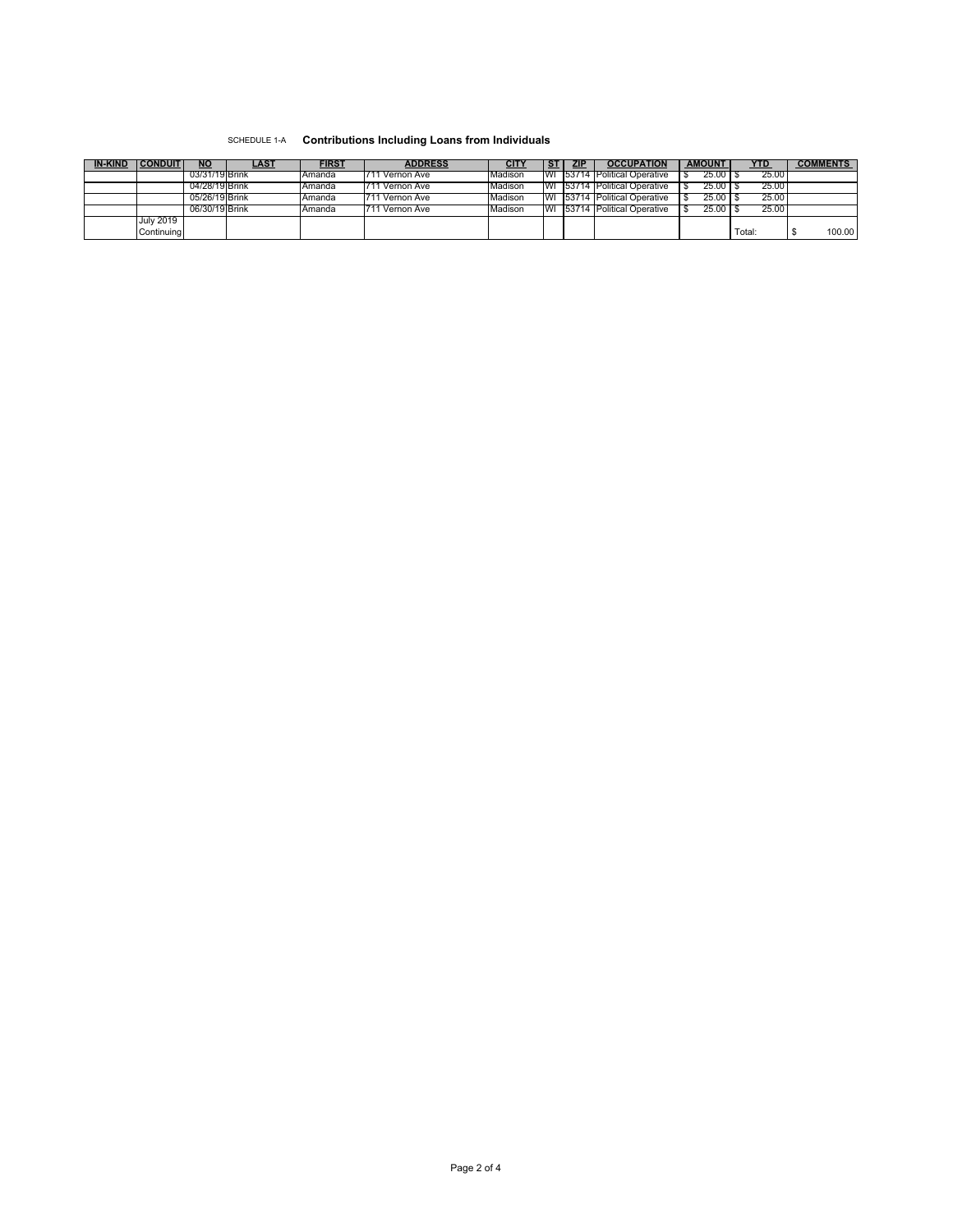SCHEDULE 1-A **Contributions Including Loans from Individuals**

| IN-KIND | CONDUIT | NO | LAST | FIRST | ADDRESS | CITY | ST | ZIP | OCCUPATION | AMOUNT | YTD | COMMENTS |
|---|---|---|---|---|---|---|---|---|---|---|---|---|
| | | 03/31/19 | Brink | Amanda | 711 Vernon Ave | Madison | WI | 53714 | Political Operative | $ 25.00 | $ 25.00 | |
| | | 04/28/19 | Brink | Amanda | 711 Vernon Ave | Madison | WI | 53714 | Political Operative | $ 25.00 | $ 25.00 | |
| | | 05/26/19 | Brink | Amanda | 711 Vernon Ave | Madison | WI | 53714 | Political Operative | $ 25.00 | $ 25.00 | |
| | | 06/30/19 | Brink | Amanda | 711 Vernon Ave | Madison | WI | 53714 | Political Operative | $ 25.00 | $ 25.00 | |
| | July 2019 Continuing | | | | | | | | | | Total: | $ 100.00 |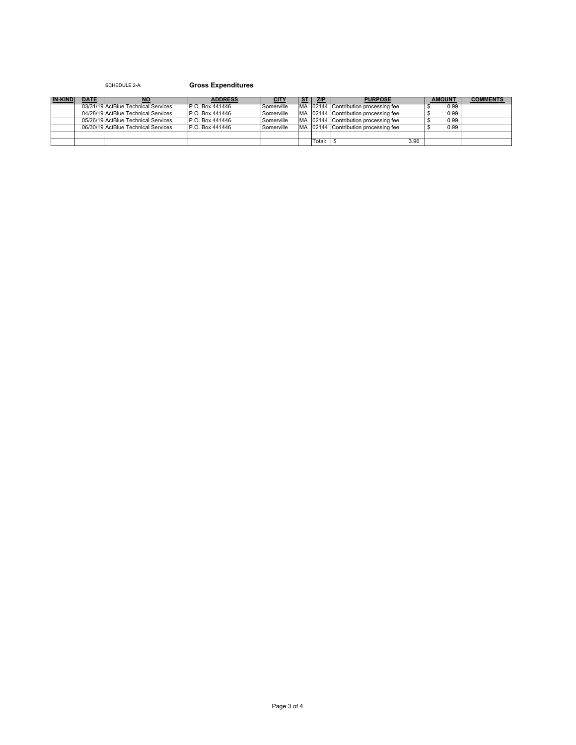SCHEDULE 2-A **Gross Expenditures**

| IN-KIND | DATE | NO | ADDRESS | CITY | ST | ZIP | PURPOSE | AMOUNT | COMMENTS |
|---|---|---|---|---|---|---|---|---|---|
| | 03/31/19 | ActBlue Technical Services | P.O. Box 441446 | Somerville | MA | 02144 | Contribution processing fee | $ 0.99 | |
| | 04/28/19 | ActBlue Technical Services | P.O. Box 441446 | Somerville | MA | 02144 | Contribution processing fee | $ 0.99 | |
| | 05/26/19 | ActBlue Technical Services | P.O. Box 441446 | Somerville | MA | 02144 | Contribution processing fee | $ 0.99 | |
| | 06/30/19 | ActBlue Technical Services | P.O. Box 441446 | Somerville | MA | 02144 | Contribution processing fee | $ 0.99 | |
| | | | | | | | | | |
| | | | | | | Total: | $ 3.96 | | |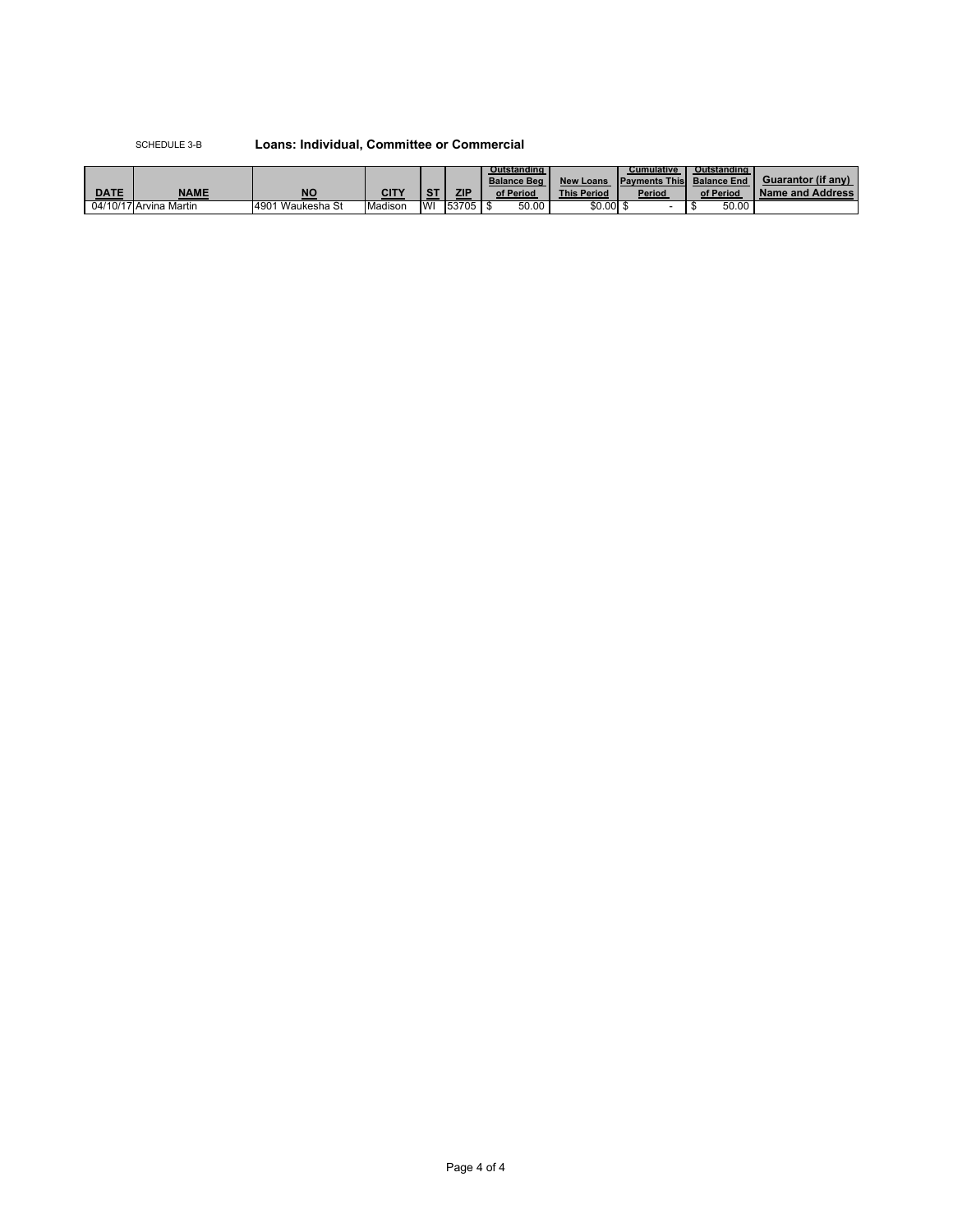SCHEDULE 3-B **Loans: Individual, Committee or Commercial**

| DATE | NAME | NO | CITY | ST | ZIP | Outstanding Balance Beg of Period | New Loans This Period | Cumulative Payments This Period | Outstanding Balance End of Period | Guarantor (if any) Name and Address |
|---|---|---|---|---|---|---|---|---|---|---|
| 04/10/17 | Arvina Martin | 4901 Waukesha St | Madison | WI | 53705 | $ 50.00 | $0.00 | $ - | $ 50.00 | |